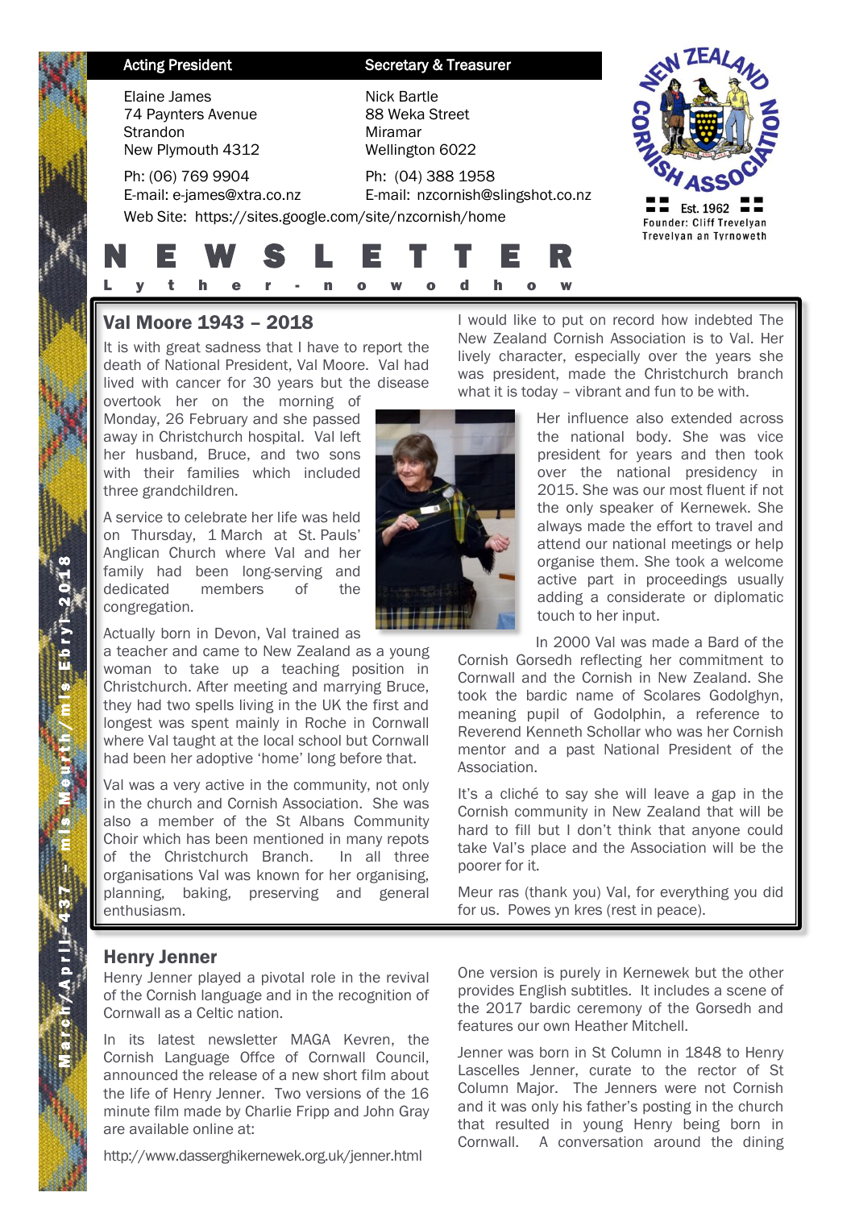**Acting President**

Elaine James
74 Paynters Avenue
Strandon
New Plymouth 4312

Ph: (06) 769 9904
E-mail: e-james@xtra.co.nz

**Secretary & Treasurer**

Nick Bartle
88 Weka Street
Miramar
Wellington 6022

Ph: (04) 388 1958
E-mail: nzcornish@slingshot.co.nz

Web Site: https://sites.google.com/site/nzcornish/home

NEW ZEALAND CORNISH ASSOCIATION
Est. 1962
Founder: Cliff Trevelyan
Trevelyan an Tyrnoweth

# NEWSLETTER

Lyther-nowodhow

March/April 437 – mis Meurth/mis Ebryl 2018

## Val Moore 1943 – 2018

It is with great sadness that I have to report the death of National President, Val Moore. Val had lived with cancer for 30 years but the disease overtook her on the morning of Monday, 26 February and she passed away in Christchurch hospital. Val left her husband, Bruce, and two sons with their families which included three grandchildren.

A service to celebrate her life was held on Thursday, 1 March at St. Pauls' Anglican Church where Val and her family had been long-serving and dedicated members of the congregation.

Actually born in Devon, Val trained as a teacher and came to New Zealand as a young woman to take up a teaching position in Christchurch. After meeting and marrying Bruce, they had two spells living in the UK the first and longest was spent mainly in Roche in Cornwall where Val taught at the local school but Cornwall had been her adoptive 'home' long before that.

Val was a very active in the community, not only in the church and Cornish Association. She was also a member of the St Albans Community Choir which has been mentioned in many repots of the Christchurch Branch. In all three organisations Val was known for her organising, planning, baking, preserving and general enthusiasm.

I would like to put on record how indebted The New Zealand Cornish Association is to Val. Her lively character, especially over the years she was president, made the Christchurch branch what it is today – vibrant and fun to be with.

Her influence also extended across the national body. She was vice president for years and then took over the national presidency in 2015. She was our most fluent if not the only speaker of Kernewek. She always made the effort to travel and attend our national meetings or help organise them. She took a welcome active part in proceedings usually adding a considerate or diplomatic touch to her input.

In 2000 Val was made a Bard of the Cornish Gorsedh reflecting her commitment to Cornwall and the Cornish in New Zealand. She took the bardic name of Scolares Godolghyn, meaning pupil of Godolphin, a reference to Reverend Kenneth Scholar who was her Cornish mentor and a past National President of the Association.

It's a cliché to say she will leave a gap in the Cornish community in New Zealand that will be hard to fill but I don't think that anyone could take Val's place and the Association will be the poorer for it.

Meur ras (thank you) Val, for everything you did for us. Powes yn kres (rest in peace).

## Henry Jenner

Henry Jenner played a pivotal role in the revival of the Cornish language and in the recognition of Cornwall as a Celtic nation.

In its latest newsletter MAGA Kevren, the Cornish Language Offce of Cornwall Council, announced the release of a new short film about the life of Henry Jenner. Two versions of the 16 minute film made by Charlie Fripp and John Gray are available online at:

http://www.dasserghikernewek.org.uk/jenner.html

One version is purely in Kernewek but the other provides English subtitles. It includes a scene of the 2017 bardic ceremony of the Gorsedh and features our own Heather Mitchell.

Jenner was born in St Column in 1848 to Henry Lascelles Jenner, curate to the rector of St Column Major. The Jenners were not Cornish and it was only his father's posting in the church that resulted in young Henry being born in Cornwall. A conversation around the dining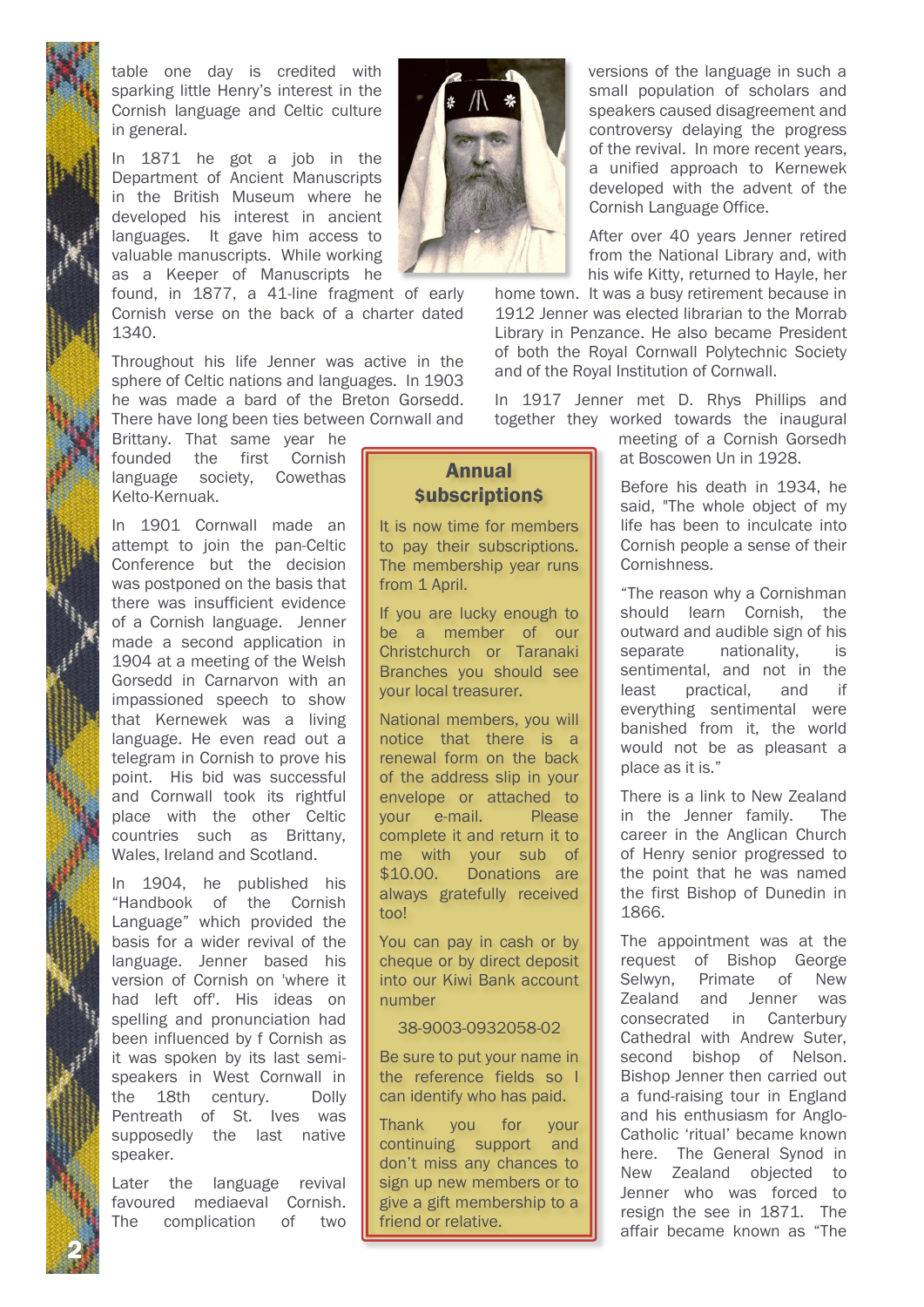table one day is credited with sparking little Henry's interest in the Cornish language and Celtic culture in general.

In 1871 he got a job in the Department of Ancient Manuscripts in the British Museum where he developed his interest in ancient languages. It gave him access to valuable manuscripts. While working as a Keeper of Manuscripts he found, in 1877, a 41-line fragment of early Cornish verse on the back of a charter dated 1340.

Throughout his life Jenner was active in the sphere of Celtic nations and languages. In 1903 he was made a bard of the Breton Gorsedd. There have long been ties between Cornwall and Brittany. That same year he founded the first Cornish language society, Cowethas Kelto-Kernuak.

In 1901 Cornwall made an attempt to join the pan-Celtic Conference but the decision was postponed on the basis that there was insufficient evidence of a Cornish language. Jenner made a second application in 1904 at a meeting of the Welsh Gorsedd in Carnarvon with an impassioned speech to show that Kernewek was a living language. He even read out a telegram in Cornish to prove his point. His bid was successful and Cornwall took its rightful place with the other Celtic countries such as Brittany, Wales, Ireland and Scotland.

In 1904, he published his "Handbook of the Cornish Language" which provided the basis for a wider revival of the language. Jenner based his version of Cornish on 'where it had left off'. His ideas on spelling and pronunciation had been influenced by f Cornish as it was spoken by its last semi-speakers in West Cornwall in the 18th century. Dolly Pentreath of St. Ives was supposedly the last native speaker.

Later the language revival favoured mediaeval Cornish. The complication of two versions of the language in such a small population of scholars and speakers caused disagreement and controversy delaying the progress of the revival. In more recent years, a unified approach to Kernewek developed with the advent of the Cornish Language Office.

After over 40 years Jenner retired from the National Library and, with his wife Kitty, returned to Hayle, her home town. It was a busy retirement because in 1912 Jenner was elected librarian to the Morrab Library in Penzance. He also became President of both the Royal Cornwall Polytechnic Society and of the Royal Institution of Cornwall.

In 1917 Jenner met D. Rhys Phillips and together they worked towards the inaugural meeting of a Cornish Gorsedh at Boscowen Un in 1928.

Before his death in 1934, he said, "The whole object of my life has been to inculcate into Cornish people a sense of their Cornishness.

"The reason why a Cornishman should learn Cornish, the outward and audible sign of his separate nationality, is sentimental, and not in the least practical, and if everything sentimental were banished from it, the world would not be as pleasant a place as it is."

There is a link to New Zealand in the Jenner family. The career in the Anglican Church of Henry senior progressed to the point that he was named the first Bishop of Dunedin in 1866.

The appointment was at the request of Bishop George Selwyn, Primate of New Zealand and Jenner was consecrated in Canterbury Cathedral with Andrew Suter, second bishop of Nelson. Bishop Jenner then carried out a fund-raising tour in England and his enthusiasm for Anglo-Catholic 'ritual' became known here. The General Synod in New Zealand objected to Jenner who was forced to resign the see in 1871. The affair became known as "The

## Annual $ubscription$

It is now time for members to pay their subscriptions. The membership year runs from 1 April.

If you are lucky enough to be a member of our Christchurch or Taranaki Branches you should see your local treasurer.

National members, you will notice that there is a renewal form on the back of the address slip in your envelope or attached to your e-mail. Please complete it and return it to me with your sub of $10.00. Donations are always gratefully received too!

You can pay in cash or by cheque or by direct deposit into our Kiwi Bank account number

38-9003-0932058-02

Be sure to put your name in the reference fields so I can identify who has paid.

Thank you for your continuing support and don't miss any chances to sign up new members or to give a gift membership to a friend or relative.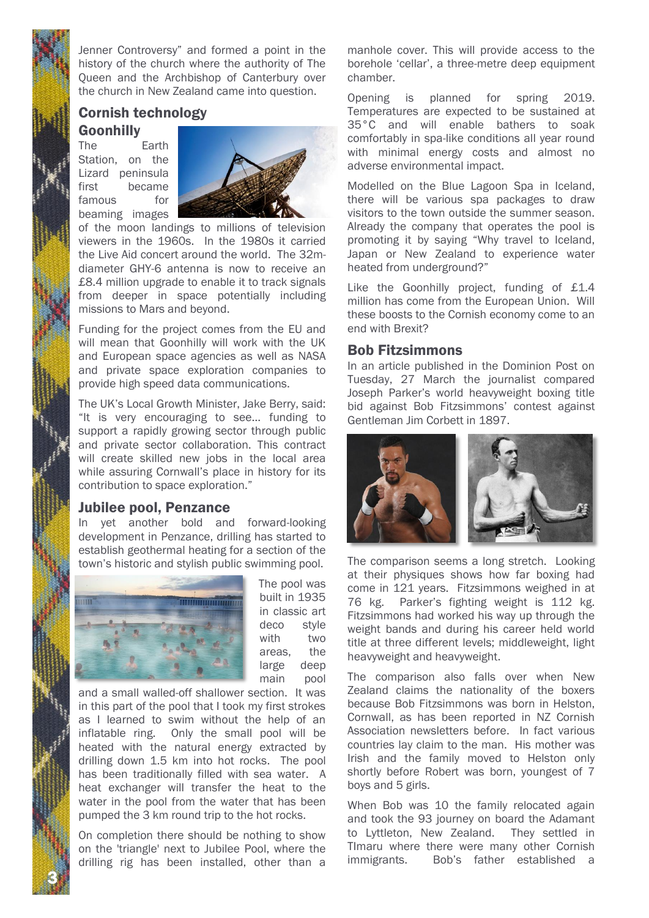Jenner Controversy" and formed a point in the history of the church where the authority of The Queen and the Archbishop of Canterbury over the church in New Zealand came into question.

## Cornish technology

### Goonhilly

The Earth Station, on the Lizard peninsula first became famous for beaming images of the moon landings to millions of television viewers in the 1960s. In the 1980s it carried the Live Aid concert around the world. The 32m-diameter GHY-6 antenna is now to receive an £8.4 million upgrade to enable it to track signals from deeper in space potentially including missions to Mars and beyond.

Funding for the project comes from the EU and will mean that Goonhilly will work with the UK and European space agencies as well as NASA and private space exploration companies to provide high speed data communications.

The UK's Local Growth Minister, Jake Berry, said: "It is very encouraging to see... funding to support a rapidly growing sector through public and private sector collaboration. This contract will create skilled new jobs in the local area while assuring Cornwall's place in history for its contribution to space exploration."

### Jubilee pool, Penzance

In yet another bold and forward-looking development in Penzance, drilling has started to establish geothermal heating for a section of the town's historic and stylish public swimming pool.

The pool was built in 1935 in classic art deco style with two areas, the large deep main pool and a small walled-off shallower section. It was in this part of the pool that I took my first strokes as I learned to swim without the help of an inflatable ring. Only the small pool will be heated with the natural energy extracted by drilling down 1.5 km into hot rocks. The pool has been traditionally filled with sea water. A heat exchanger will transfer the heat to the water in the pool from the water that has been pumped the 3 km round trip to the hot rocks.

On completion there should be nothing to show on the 'triangle' next to Jubilee Pool, where the drilling rig has been installed, other than a manhole cover. This will provide access to the borehole 'cellar', a three-metre deep equipment chamber.

Opening is planned for spring 2019. Temperatures are expected to be sustained at 35°C and will enable bathers to soak comfortably in spa-like conditions all year round with minimal energy costs and almost no adverse environmental impact.

Modelled on the Blue Lagoon Spa in Iceland, there will be various spa packages to draw visitors to the town outside the summer season. Already the company that operates the pool is promoting it by saying "Why travel to Iceland, Japan or New Zealand to experience water heated from underground?"

Like the Goonhilly project, funding of £1.4 million has come from the European Union. Will these boosts to the Cornish economy come to an end with Brexit?

## Bob Fitzsimmons

In an article published in the Dominion Post on Tuesday, 27 March the journalist compared Joseph Parker's world heavyweight boxing title bid against Bob Fitzsimmons' contest against Gentleman Jim Corbett in 1897.

The comparison seems a long stretch. Looking at their physiques shows how far boxing had come in 121 years. Fitzsimmons weighed in at 76 kg. Parker's fighting weight is 112 kg. Fitzsimmons had worked his way up through the weight bands and during his career held world title at three different levels; middleweight, light heavyweight and heavyweight.

The comparison also falls over when New Zealand claims the nationality of the boxers because Bob Fitzsimmons was born in Helston, Cornwall, as has been reported in NZ Cornish Association newsletters before. In fact various countries lay claim to the man. His mother was Irish and the family moved to Helston only shortly before Robert was born, youngest of 7 boys and 5 girls.

When Bob was 10 the family relocated again and took the 93 journey on board the Adamant to Lyttleton, New Zealand. They settled in TImaru where there were many other Cornish immigrants. Bob's father established a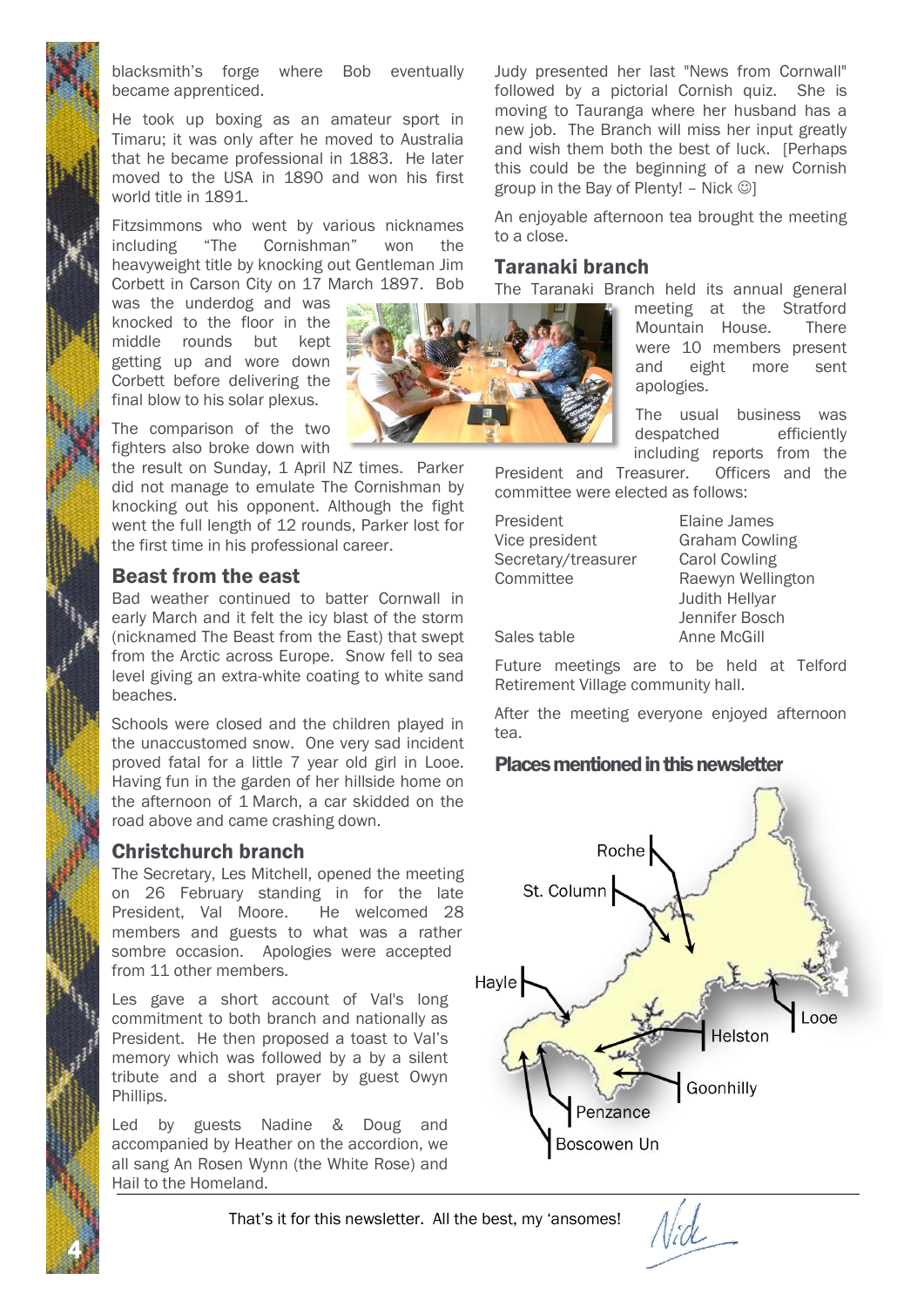blacksmith's forge where Bob eventually became apprenticed.

He took up boxing as an amateur sport in Timaru; it was only after he moved to Australia that he became professional in 1883. He later moved to the USA in 1890 and won his first world title in 1891.

Fitzsimmons who went by various nicknames including "The Cornishman" won the heavyweight title by knocking out Gentleman Jim Corbett in Carson City on 17 March 1897. Bob was the underdog and was knocked to the floor in the middle rounds but kept getting up and wore down Corbett before delivering the final blow to his solar plexus.

The comparison of the two fighters also broke down with the result on Sunday, 1 April NZ times. Parker did not manage to emulate The Cornishman by knocking out his opponent. Although the fight went the full length of 12 rounds, Parker lost for the first time in his professional career.

## Beast from the east

Bad weather continued to batter Cornwall in early March and it felt the icy blast of the storm (nicknamed The Beast from the East) that swept from the Arctic across Europe. Snow fell to sea level giving an extra-white coating to white sand beaches.

Schools were closed and the children played in the unaccustomed snow. One very sad incident proved fatal for a little 7 year old girl in Looe. Having fun in the garden of her hillside home on the afternoon of 1 March, a car skidded on the road above and came crashing down.

## Christchurch branch

The Secretary, Les Mitchell, opened the meeting on 26 February standing in for the late President, Val Moore. He welcomed 28 members and guests to what was a rather sombre occasion. Apologies were accepted from 11 other members.

Les gave a short account of Val's long commitment to both branch and nationally as President. He then proposed a toast to Val's memory which was followed by a by a silent tribute and a short prayer by guest Owyn Phillips.

Led by guests Nadine & Doug and accompanied by Heather on the accordion, we all sang An Rosen Wynn (the White Rose) and Hail to the Homeland.

Judy presented her last "News from Cornwall" followed by a pictorial Cornish quiz. She is moving to Tauranga where her husband has a new job. The Branch will miss her input greatly and wish them both the best of luck. [Perhaps this could be the beginning of a new Cornish group in the Bay of Plenty! – Nick ☺]

An enjoyable afternoon tea brought the meeting to a close.

## Taranaki branch

The Taranaki Branch held its annual general meeting at the Stratford Mountain House. There were 10 members present and eight more sent apologies.

The usual business was despatched efficiently including reports from the President and Treasurer. Officers and the committee were elected as follows:

| | |
|---|---|
| President | Elaine James |
| Vice president | Graham Cowling |
| Secretary/treasurer | Carol Cowling |
| Committee | Raewyn Wellington |
| | Judith Hellyar |
| | Jennifer Bosch |
| Sales table | Anne McGill |

Future meetings are to be held at Telford Retirement Village community hall.

After the meeting everyone enjoyed afternoon tea.

## Places mentioned in this newsletter

Roche
St. Column
Hayle
Looe
Helston
Goonhilly
Penzance
Boscowen Un

That's it for this newsletter. All the best, my 'ansomes!

Nick